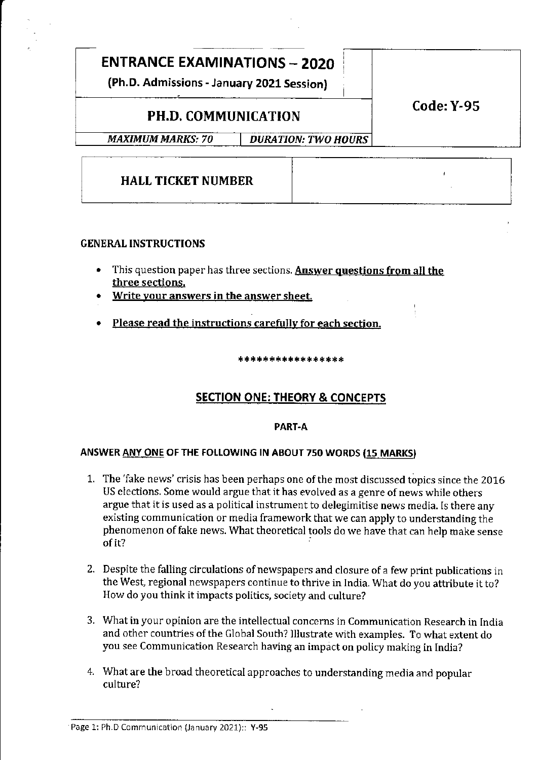| ENTRANCE EXAMINATIONS – 2020 (Ph.D. Admissions - January 2021 Session) | | Code: Y-95 |
|---|---|---|
| **PH.D. COMMUNICATION** | | |
| *MAXIMUM MARKS: 70* | *DURATION: TWO HOURS* | |

| HALL TICKET NUMBER | |
|---|---|

## GENERAL INSTRUCTIONS

- This question paper has three sections. **Answer questions from all the three sections.**
- **Write your answers in the answer sheet.**
- **Please read the instructions carefully for each section.**

*****************

## SECTION ONE: THEORY & CONCEPTS

### PART-A

**ANSWER ANY ONE OF THE FOLLOWING IN ABOUT 750 WORDS (15 MARKS)**

1. The 'fake news' crisis has been perhaps one of the most discussed topics since the 2016 US elections. Some would argue that it has evolved as a genre of news while others argue that it is used as a political instrument to delegimitise news media. Is there any existing communication or media framework that we can apply to understanding the phenomenon of fake news. What theoretical tools do we have that can help make sense of it?

2. Despite the falling circulations of newspapers and closure of a few print publications in the West, regional newspapers continue to thrive in India. What do you attribute it to? How do you think it impacts politics, society and culture?

3. What in your opinion are the intellectual concerns in Communication Research in India and other countries of the Global South? Illustrate with examples. To what extent do you see Communication Research having an impact on policy making in India?

4. What are the broad theoretical approaches to understanding media and popular culture?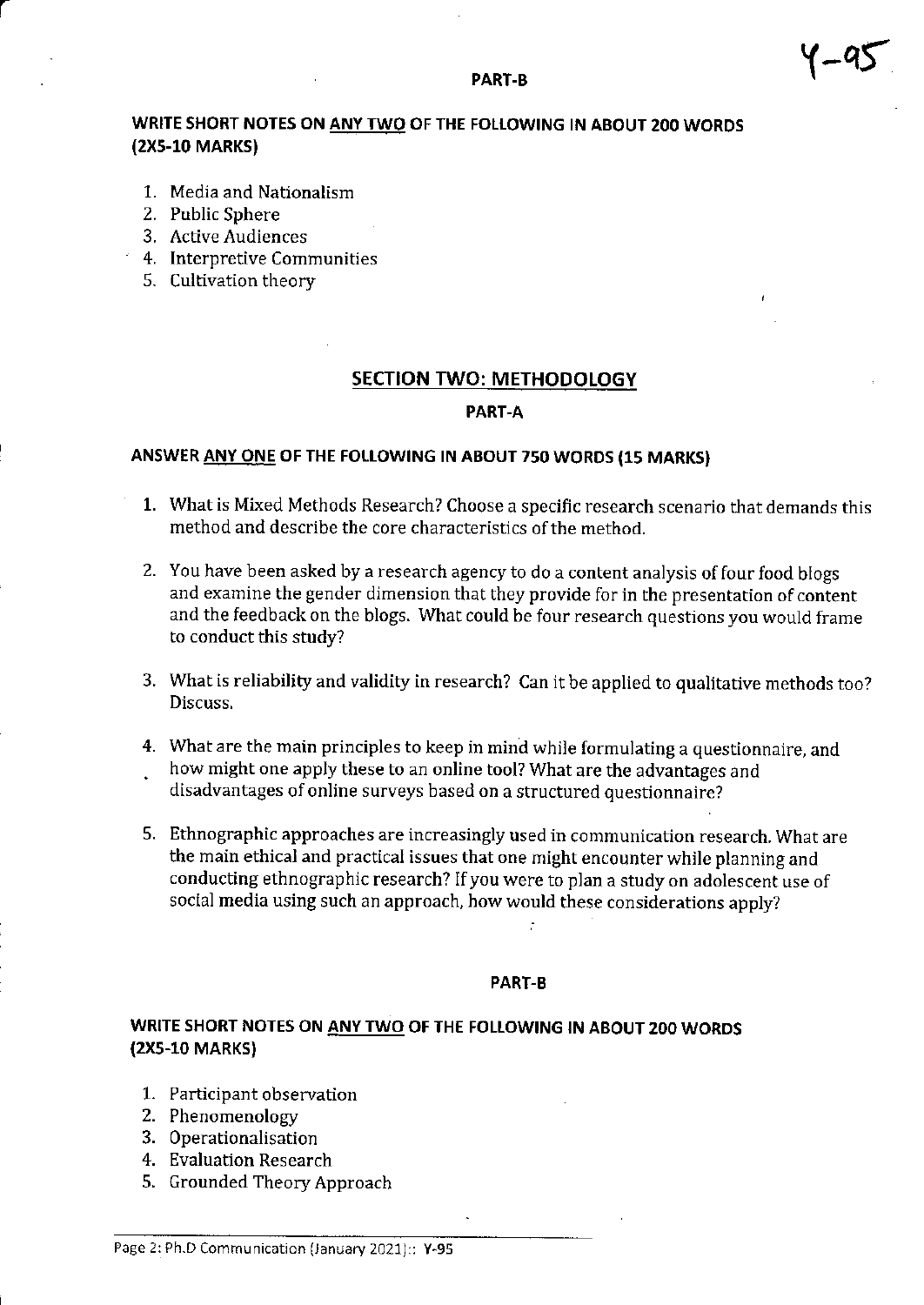Y-95

### PART-B

**WRITE SHORT NOTES ON ANY TWO OF THE FOLLOWING IN ABOUT 200 WORDS (2X5-10 MARKS)**

1. Media and Nationalism
2. Public Sphere
3. Active Audiences
4. Interpretive Communities
5. Cultivation theory

## SECTION TWO: METHODOLOGY

### PART-A

**ANSWER ANY ONE OF THE FOLLOWING IN ABOUT 750 WORDS (15 MARKS)**

1. What is Mixed Methods Research? Choose a specific research scenario that demands this method and describe the core characteristics of the method.
2. You have been asked by a research agency to do a content analysis of four food blogs and examine the gender dimension that they provide for in the presentation of content and the feedback on the blogs. What could be four research questions you would frame to conduct this study?
3. What is reliability and validity in research? Can it be applied to qualitative methods too? Discuss.
4. What are the main principles to keep in mind while formulating a questionnaire, and how might one apply these to an online tool? What are the advantages and disadvantages of online surveys based on a structured questionnaire?
5. Ethnographic approaches are increasingly used in communication research. What are the main ethical and practical issues that one might encounter while planning and conducting ethnographic research? If you were to plan a study on adolescent use of social media using such an approach, how would these considerations apply?

### PART-B

**WRITE SHORT NOTES ON ANY TWO OF THE FOLLOWING IN ABOUT 200 WORDS (2X5-10 MARKS)**

1. Participant observation
2. Phenomenology
3. Operationalisation
4. Evaluation Research
5. Grounded Theory Approach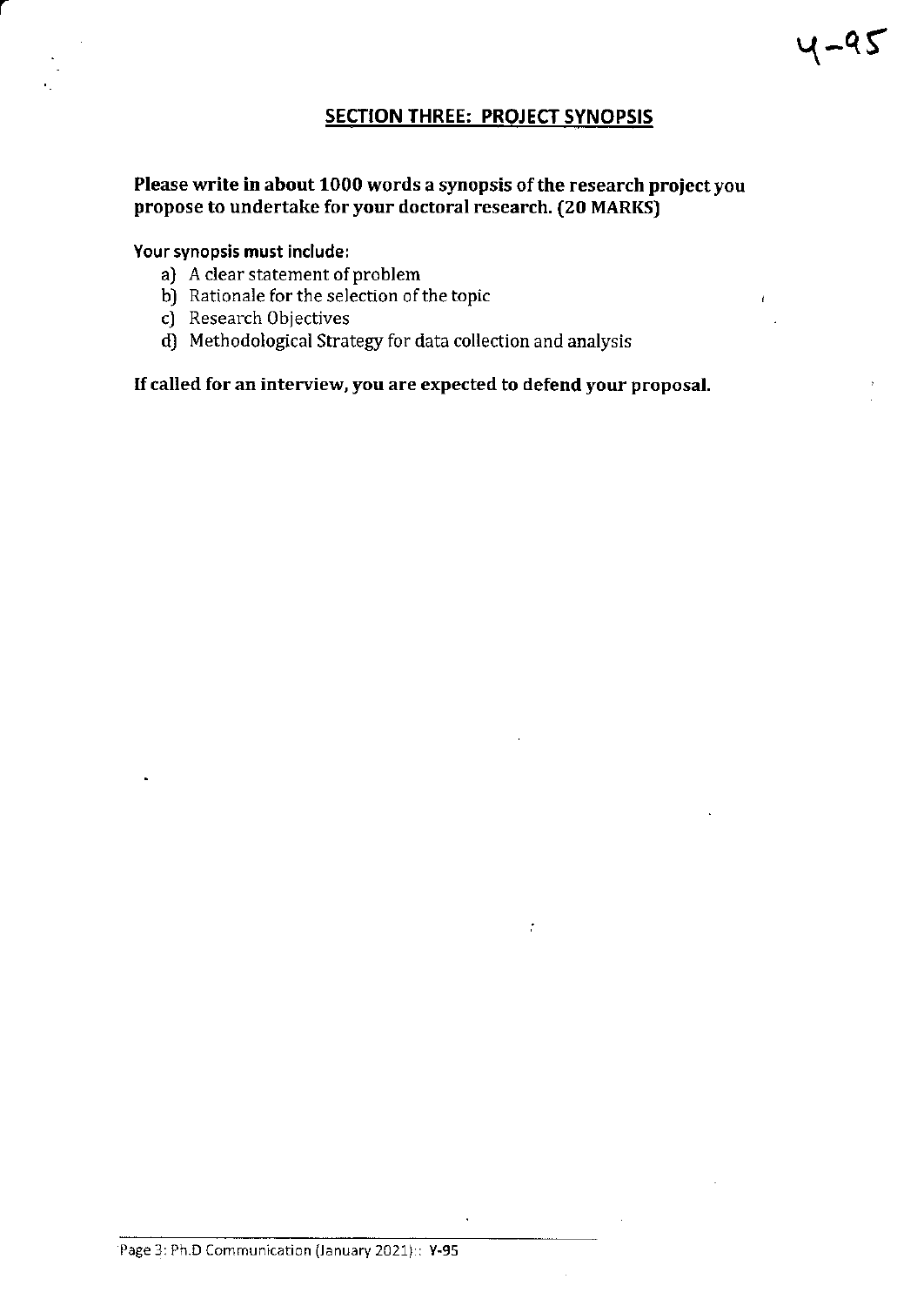## SECTION THREE: PROJECT SYNOPSIS

**Please write in about 1000 words a synopsis of the research project you propose to undertake for your doctoral research. (20 MARKS)**

**Your synopsis must include:**

a) A clear statement of problem
b) Rationale for the selection of the topic
c) Research Objectives
d) Methodological Strategy for data collection and analysis

**If called for an interview, you are expected to defend your proposal.**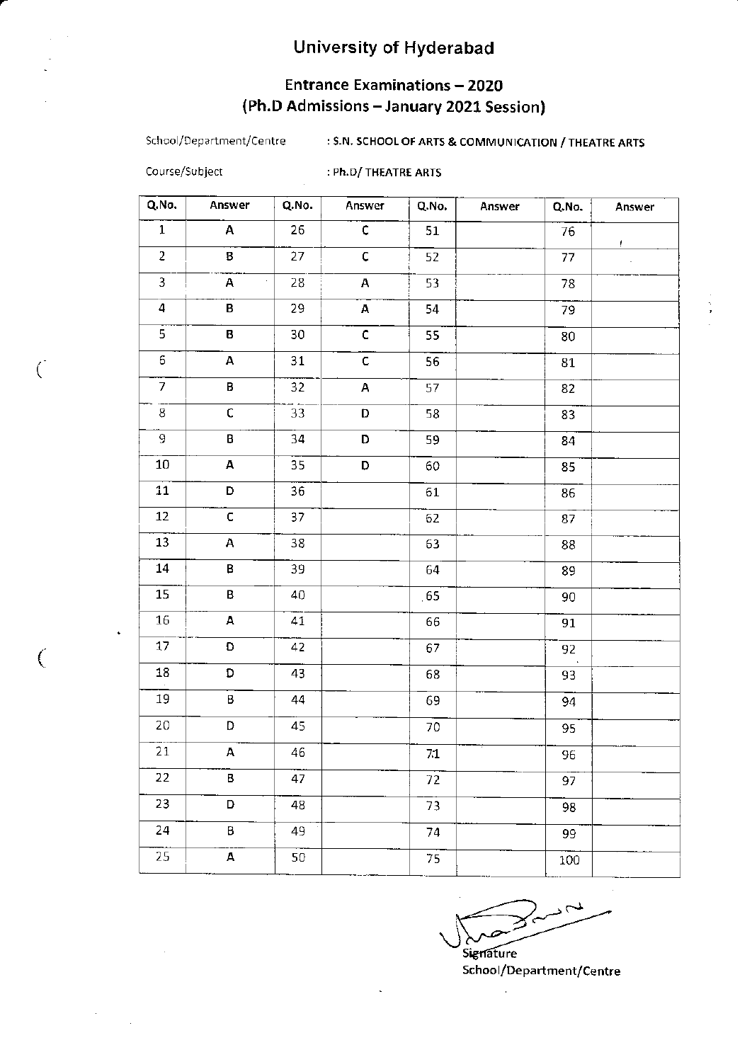# University of Hyderabad

## Entrance Examinations – 2020
## (Ph.D Admissions – January 2021 Session)

School/Department/Centre : S.N. SCHOOL OF ARTS & COMMUNICATION / THEATRE ARTS

Course/Subject : Ph.D/ THEATRE ARTS

| Q.No. | Answer | Q.No. | Answer | Q.No. | Answer | Q.No. | Answer |
|---|---|---|---|---|---|---|---|
| 1 | A | 26 | C | 51 | | 76 | |
| 2 | B | 27 | C | 52 | | 77 | |
| 3 | A | 28 | A | 53 | | 78 | |
| 4 | B | 29 | A | 54 | | 79 | |
| 5 | B | 30 | C | 55 | | 80 | |
| 6 | A | 31 | C | 56 | | 81 | |
| 7 | B | 32 | A | 57 | | 82 | |
| 8 | C | 33 | D | 58 | | 83 | |
| 9 | B | 34 | D | 59 | | 84 | |
| 10 | A | 35 | D | 60 | | 85 | |
| 11 | D | 36 | | 61 | | 86 | |
| 12 | C | 37 | | 62 | | 87 | |
| 13 | A | 38 | | 63 | | 88 | |
| 14 | B | 39 | | 64 | | 89 | |
| 15 | B | 40 | | 65 | | 90 | |
| 16 | A | 41 | | 66 | | 91 | |
| 17 | D | 42 | | 67 | | 92 | |
| 18 | D | 43 | | 68 | | 93 | |
| 19 | B | 44 | | 69 | | 94 | |
| 20 | D | 45 | | 70 | | 95 | |
| 21 | A | 46 | | 71 | | 96 | |
| 22 | B | 47 | | 72 | | 97 | |
| 23 | D | 48 | | 73 | | 98 | |
| 24 | B | 49 | | 74 | | 99 | |
| 25 | A | 50 | | 75 | | 100 | |

Signature
School/Department/Centre